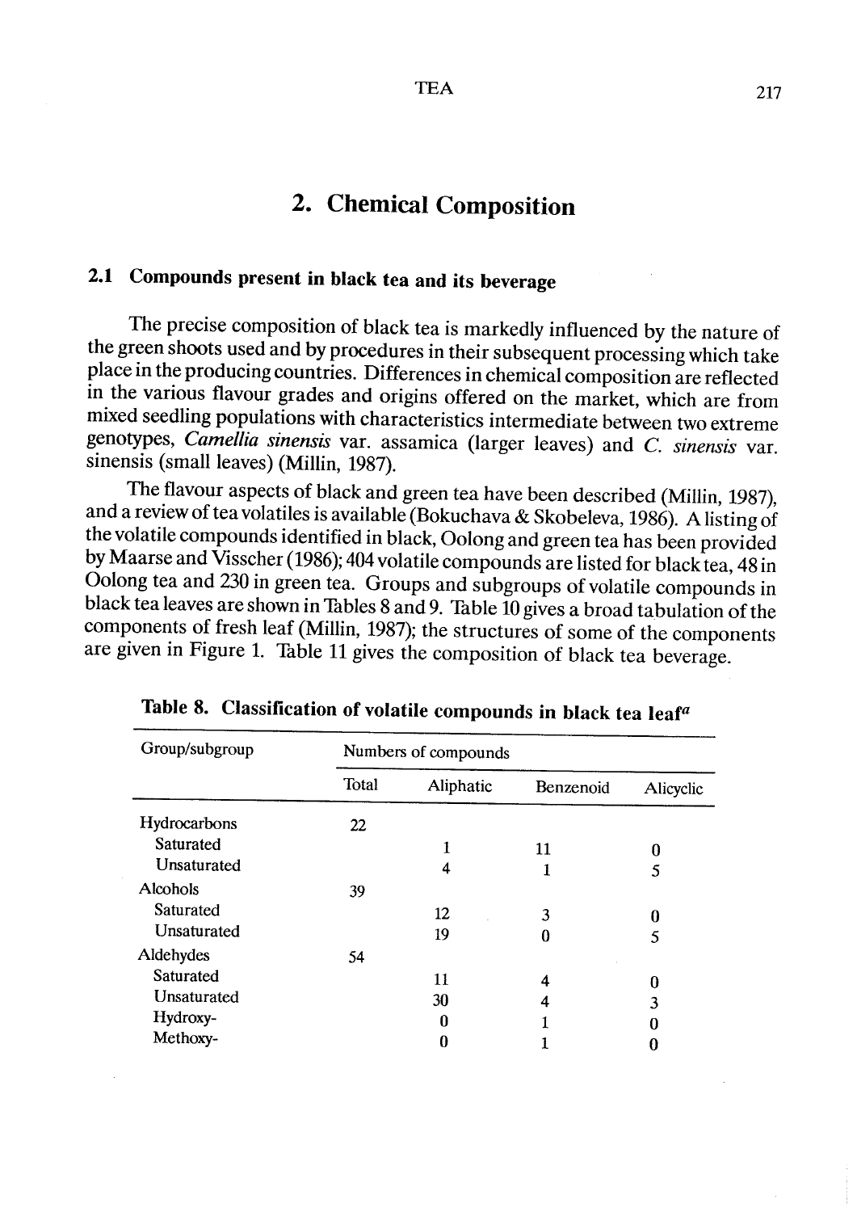## 2. Chemical Composition

### 2.1 Compounds present in black tea and its beverage

The precise composition of black tea is markedly influenced by the nature of the green shoots used and by procedures in their subsequent processing which take place in the producing countries. Differences in chemical composition are reflected in the various flavour grades and origins offered on the market, which are from mixed seedling populations with characteristics intermediate between two extreme genotypes, *Camellia sinensis* var. assamica (larger leaves) and *C. sinensis* var. sinensis (small leaves) (Millin, 1987).

The flavour aspects of black and green tea have been described (Millin, 1987), and a review of tea volatiles is available (Bokuchava & Skobeleva, 1986). A listing of the volatile compounds identified in black, Oolong and green tea has been provided by Maarse and Visscher (1986); 404 volatile compounds are listed for black tea, 48 in Oolong tea and 230 in green tea. Groups and subgroups of volatile compounds in black tea leaves are shown in Tables 8 and 9. Table 10 gives a broad tabulation of the components of fresh leaf (Millin, 1987); the structures of some of the components are given in Figure 1. Table 11 gives the composition of black tea beverage.

**Table 8. Classification of volatile compounds in black tea leaf**[a]

| Group/subgroup | Numbers of compounds | | | |
|---|---|---|---|---|
| | Total | Aliphatic | Benzenoid | Alicyclic |
| Hydrocarbons | 22 | | | |
| Saturated | | 1 | 11 | 0 |
| Unsaturated | | 4 | 1 | 5 |
| Alcohols | 39 | | | |
| Saturated | | 12 | 3 | 0 |
| Unsaturated | | 19 | 0 | 5 |
| Aldehydes | 54 | | | |
| Saturated | | 11 | 4 | 0 |
| Unsaturated | | 30 | 4 | 3 |
| Hydroxy- | | 0 | 1 | 0 |
| Methoxy- | | 0 | 1 | 0 |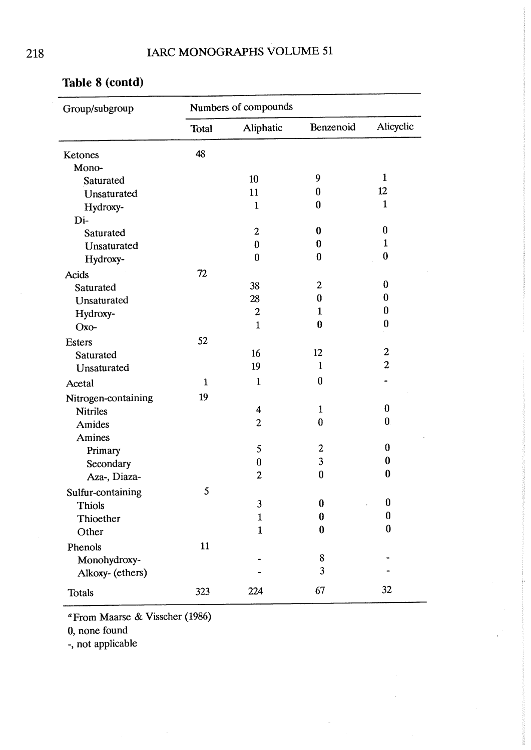**Table 8 (contd)**

| Group/subgroup | Numbers of compounds | | | |
|---|---|---|---|---|
| | Total | Aliphatic | Benzenoid | Alicyclic |
| Ketones | 48 | | | |
| Mono- | | | | |
| Saturated | | 10 | 9 | 1 |
| Unsaturated | | 11 | 0 | 12 |
| Hydroxy- | | 1 | 0 | 1 |
| Di- | | | | |
| Saturated | | 2 | 0 | 0 |
| Unsaturated | | 0 | 0 | 1 |
| Hydroxy- | | 0 | 0 | 0 |
| Acids | 72 | | | |
| Saturated | | 38 | 2 | 0 |
| Unsaturated | | 28 | 0 | 0 |
| Hydroxy- | | 2 | 1 | 0 |
| Oxo- | | 1 | 0 | 0 |
| Esters | 52 | | | |
| Saturated | | 16 | 12 | 2 |
| Unsaturated | | 19 | 1 | 2 |
| Acetal | 1 | 1 | 0 | - |
| Nitrogen-containing | 19 | | | |
| Nitriles | | 4 | 1 | 0 |
| Amides | | 2 | 0 | 0 |
| Amines | | | | |
| Primary | | 5 | 2 | 0 |
| Secondary | | 0 | 3 | 0 |
| Aza-, Diaza- | | 2 | 0 | 0 |
| Sulfur-containing | 5 | | | |
| Thiols | | 3 | 0 | 0 |
| Thioether | | 1 | 0 | 0 |
| Other | | 1 | 0 | 0 |
| Phenols | 11 | | | |
| Monohydroxy- | | - | 8 | - |
| Alkoxy- (ethers) | | - | 3 | - |
| Totals | 323 | 224 | 67 | 32 |

[a] From Maarse & Visscher (1986)
0, none found
-, not applicable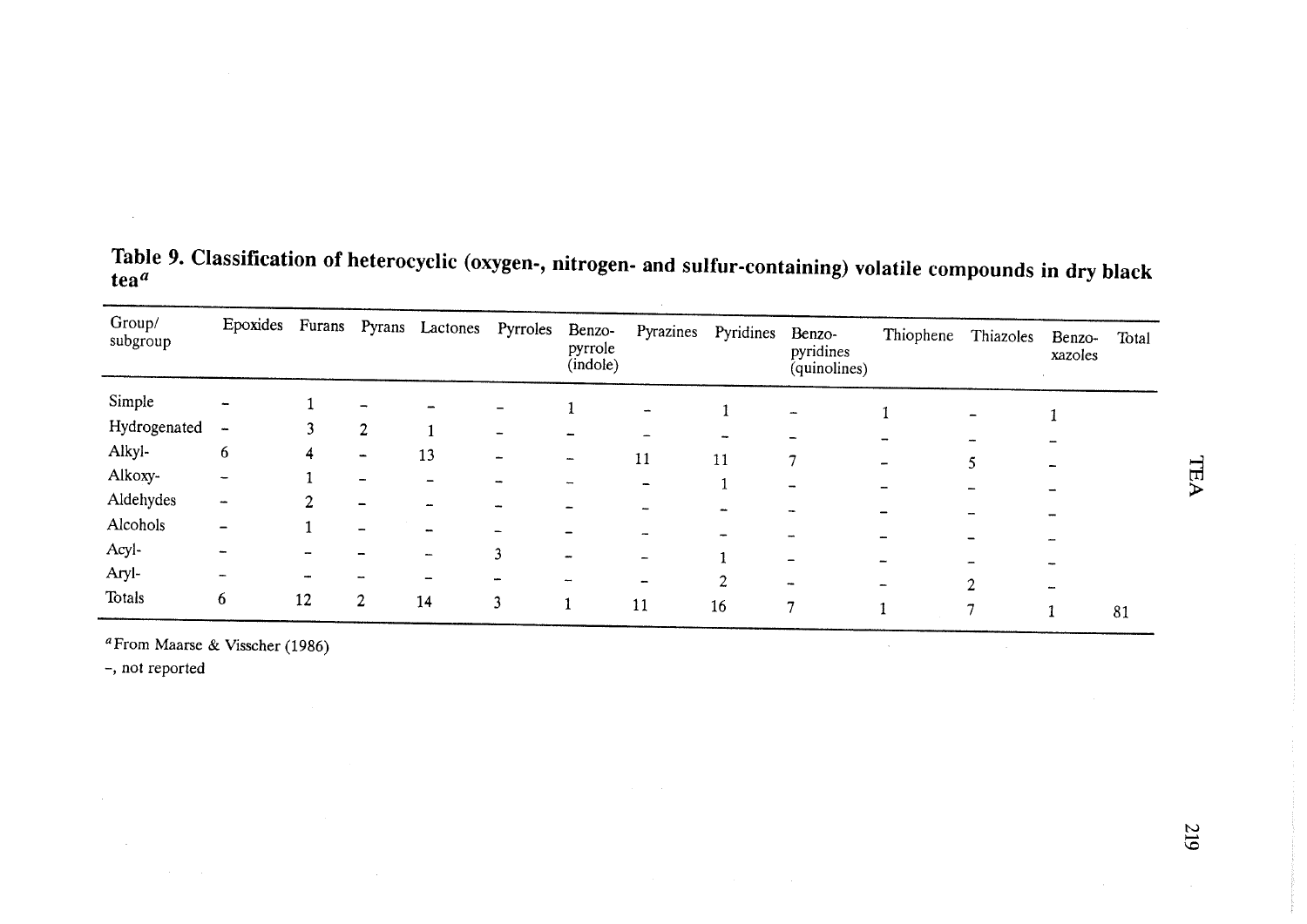**Table 9. Classification of heterocyclic (oxygen-, nitrogen- and sulfur-containing) volatile compounds in dry black tea[a]**

| Group/ subgroup | Epoxides | Furans | Pyrans | Lactones | Pyrroles | Benzo-pyrrole (indole) | Pyrazines | Pyridines | Benzo-pyridines (quinolines) | Thiophene | Thiazoles | Benzo-xazoles | Total |
|---|---|---|---|---|---|---|---|---|---|---|---|---|---|
| Simple | – | 1 | – | – | – | 1 | – | 1 | – | 1 | – | 1 | |
| Hydrogenated | – | 3 | 2 | 1 | – | – | – | – | – | – | – | – | |
| Alkyl- | 6 | 4 | – | 13 | – | – | 11 | 11 | 7 | – | 5 | – | |
| Alkoxy- | – | 1 | – | – | – | – | – | 1 | – | – | – | – | |
| Aldehydes | – | 2 | – | – | – | – | – | – | – | – | – | – | |
| Alcohols | – | 1 | – | – | – | – | – | – | – | – | – | – | |
| Acyl- | – | – | – | – | 3 | – | – | 1 | – | – | – | – | |
| Aryl- | – | – | – | – | – | – | – | 2 | – | – | 2 | – | |
| Totals | 6 | 12 | 2 | 14 | 3 | 1 | 11 | 16 | 7 | 1 | 7 | 1 | 81 |

[a]From Maarse & Visscher (1986)

–, not reported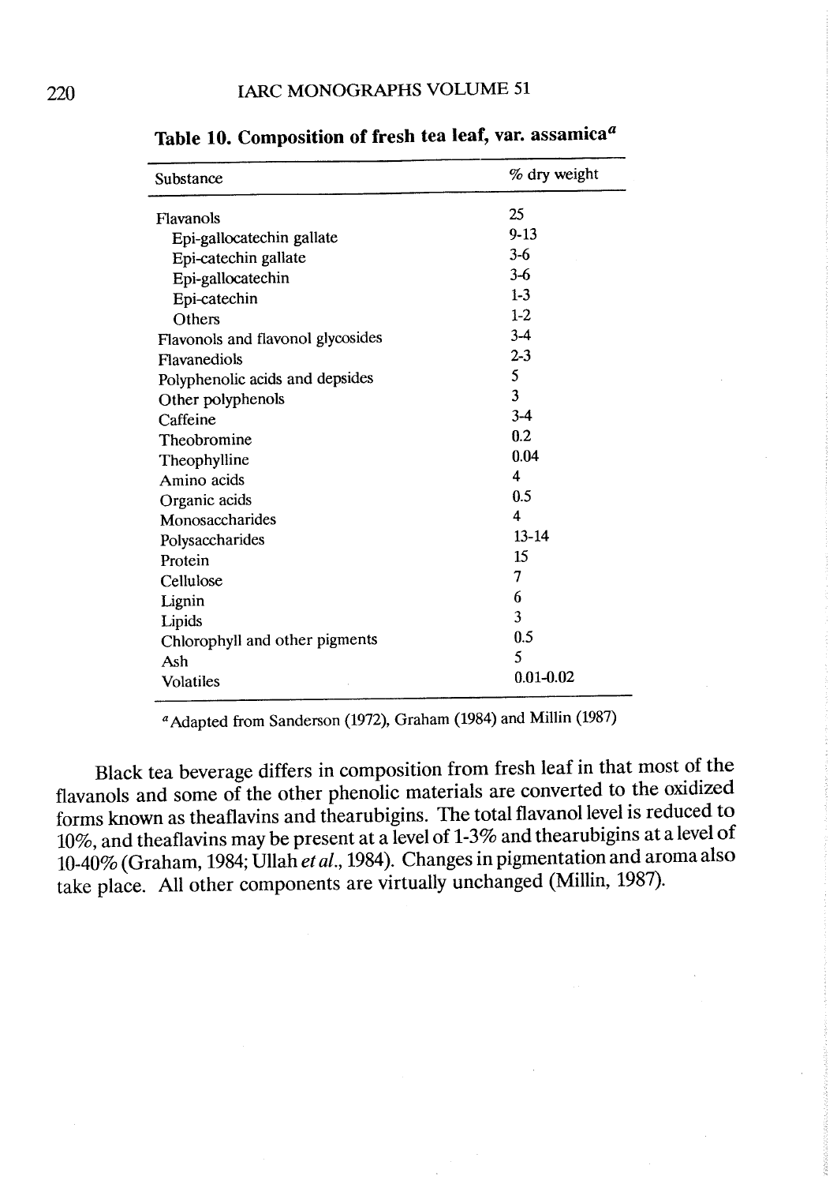**Table 10. Composition of fresh tea leaf, var. assamica**[a]

| Substance | % dry weight |
|---|---|
| Flavanols | 25 |
| Epi-gallocatechin gallate | 9-13 |
| Epi-catechin gallate | 3-6 |
| Epi-gallocatechin | 3-6 |
| Epi-catechin | 1-3 |
| Others | 1-2 |
| Flavonols and flavonol glycosides | 3-4 |
| Flavanediols | 2-3 |
| Polyphenolic acids and depsides | 5 |
| Other polyphenols | 3 |
| Caffeine | 3-4 |
| Theobromine | 0.2 |
| Theophylline | 0.04 |
| Amino acids | 4 |
| Organic acids | 0.5 |
| Monosaccharides | 4 |
| Polysaccharides | 13-14 |
| Protein | 15 |
| Cellulose | 7 |
| Lignin | 6 |
| Lipids | 3 |
| Chlorophyll and other pigments | 0.5 |
| Ash | 5 |
| Volatiles | 0.01-0.02 |

[a] Adapted from Sanderson (1972), Graham (1984) and Millin (1987)

Black tea beverage differs in composition from fresh leaf in that most of the flavanols and some of the other phenolic materials are converted to the oxidized forms known as theaflavins and thearubigins. The total flavanol level is reduced to 10%, and theaflavins may be present at a level of 1-3% and thearubigins at a level of 10-40% (Graham, 1984; Ullah *et al.*, 1984). Changes in pigmentation and aroma also take place. All other components are virtually unchanged (Millin, 1987).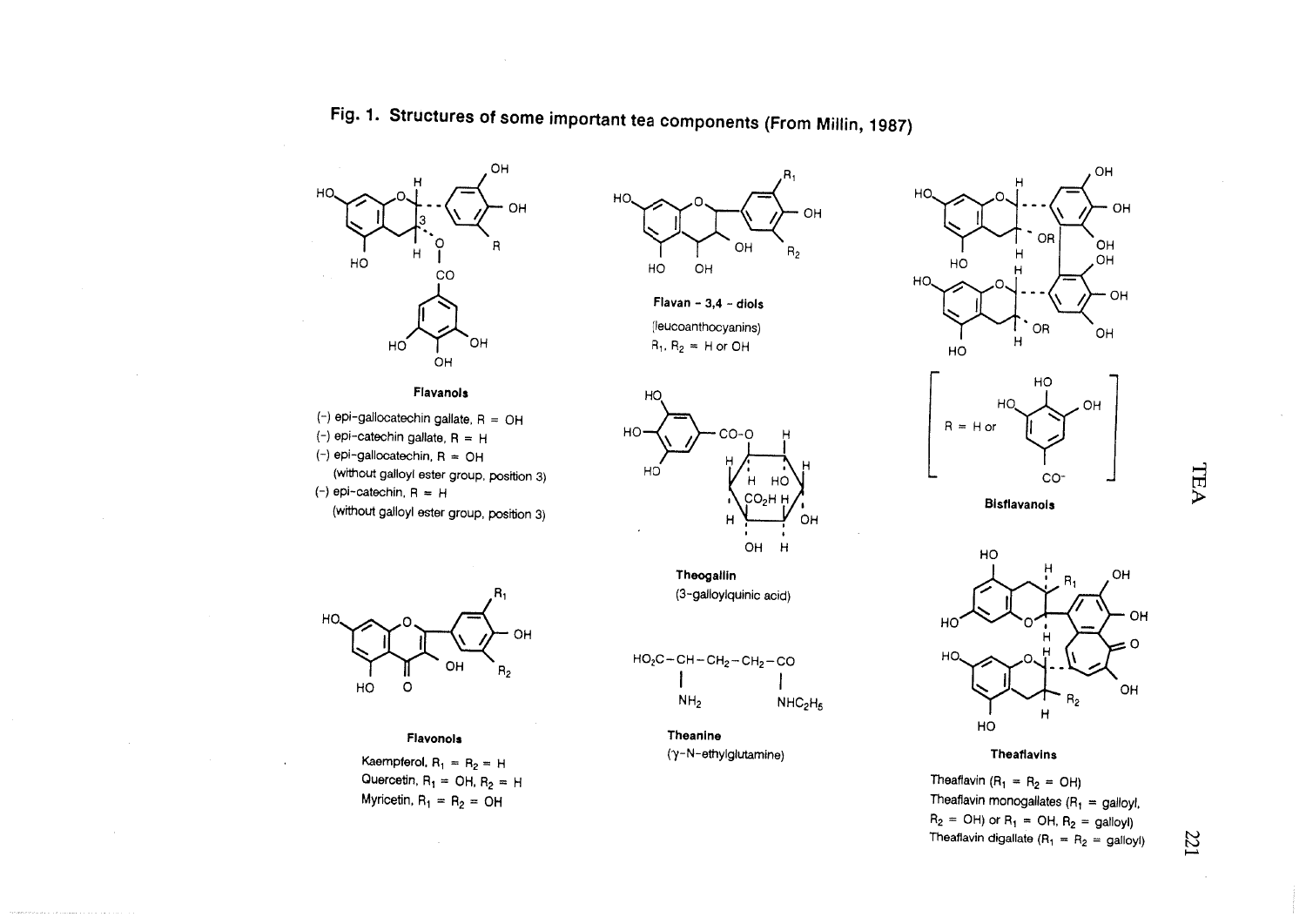## Fig. 1. Structures of some important tea components (From Millin, 1987)

**Flavanols**

(−) epi-gallocatechin gallate, R = OH
(−) epi-catechin gallate, R = H
(−) epi-gallocatechin, R = OH
(without galloyl ester group, position 3)
(−) epi-catechin, R = H
(without galloyl ester group, position 3)

**Flavan - 3,4 - diols**

(leucoanthocyanins)
$R_1$, $R_2$ = H or OH

**Bisflavanols**

R = H or galloyl ($CO^-$)

**Flavonols**

Kaempferol, $R_1 = R_2$ = H
Quercetin, $R_1$ = OH, $R_2$ = H
Myricetin, $R_1 = R_2$ = OH

**Theogallin**

(3-galloylquinic acid)

$HO_2C-CH(NH_2)-CH_2-CH_2-CO-NHC_2H_5$

**Theanine**

(γ-N-ethylglutamine)

**Theaflavins**

Theaflavin ($R_1 = R_2$ = OH)
Theaflavin monogallates ($R_1$ = galloyl, $R_2$ = OH) or $R_1$ = OH, $R_2$ = galloyl)
Theaflavin digallate ($R_1 = R_2$ = galloyl)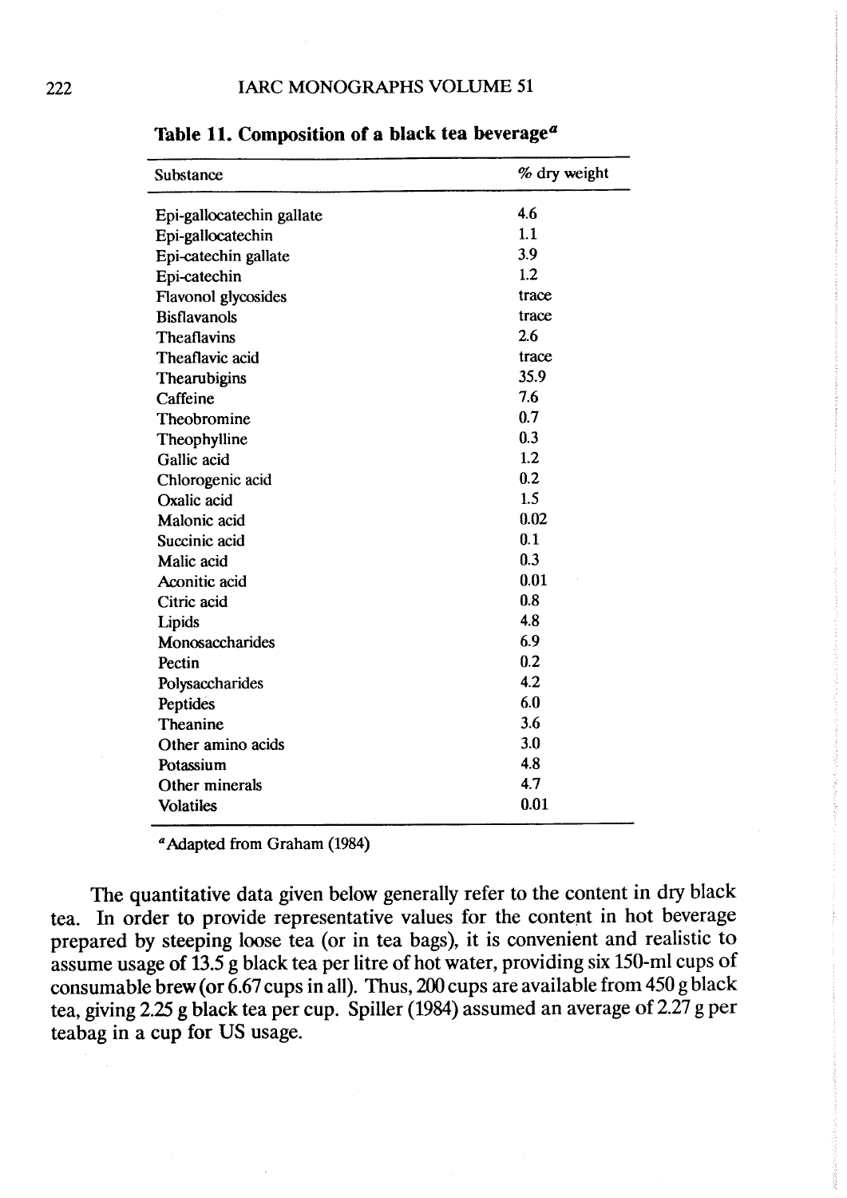**Table 11. Composition of a black tea beverage[a]**

| Substance | % dry weight |
|---|---|
| Epi-gallocatechin gallate | 4.6 |
| Epi-gallocatechin | 1.1 |
| Epi-catechin gallate | 3.9 |
| Epi-catechin | 1.2 |
| Flavonol glycosides | trace |
| Bisflavanols | trace |
| Theaflavins | 2.6 |
| Theaflavic acid | trace |
| Thearubigins | 35.9 |
| Caffeine | 7.6 |
| Theobromine | 0.7 |
| Theophylline | 0.3 |
| Gallic acid | 1.2 |
| Chlorogenic acid | 0.2 |
| Oxalic acid | 1.5 |
| Malonic acid | 0.02 |
| Succinic acid | 0.1 |
| Malic acid | 0.3 |
| Aconitic acid | 0.01 |
| Citric acid | 0.8 |
| Lipids | 4.8 |
| Monosaccharides | 6.9 |
| Pectin | 0.2 |
| Polysaccharides | 4.2 |
| Peptides | 6.0 |
| Theanine | 3.6 |
| Other amino acids | 3.0 |
| Potassium | 4.8 |
| Other minerals | 4.7 |
| Volatiles | 0.01 |

[a] Adapted from Graham (1984)

The quantitative data given below generally refer to the content in dry black tea. In order to provide representative values for the content in hot beverage prepared by steeping loose tea (or in tea bags), it is convenient and realistic to assume usage of 13.5 g black tea per litre of hot water, providing six 150-ml cups of consumable brew (or 6.67 cups in all). Thus, 200 cups are available from 450 g black tea, giving 2.25 g black tea per cup. Spiller (1984) assumed an average of 2.27 g per teabag in a cup for US usage.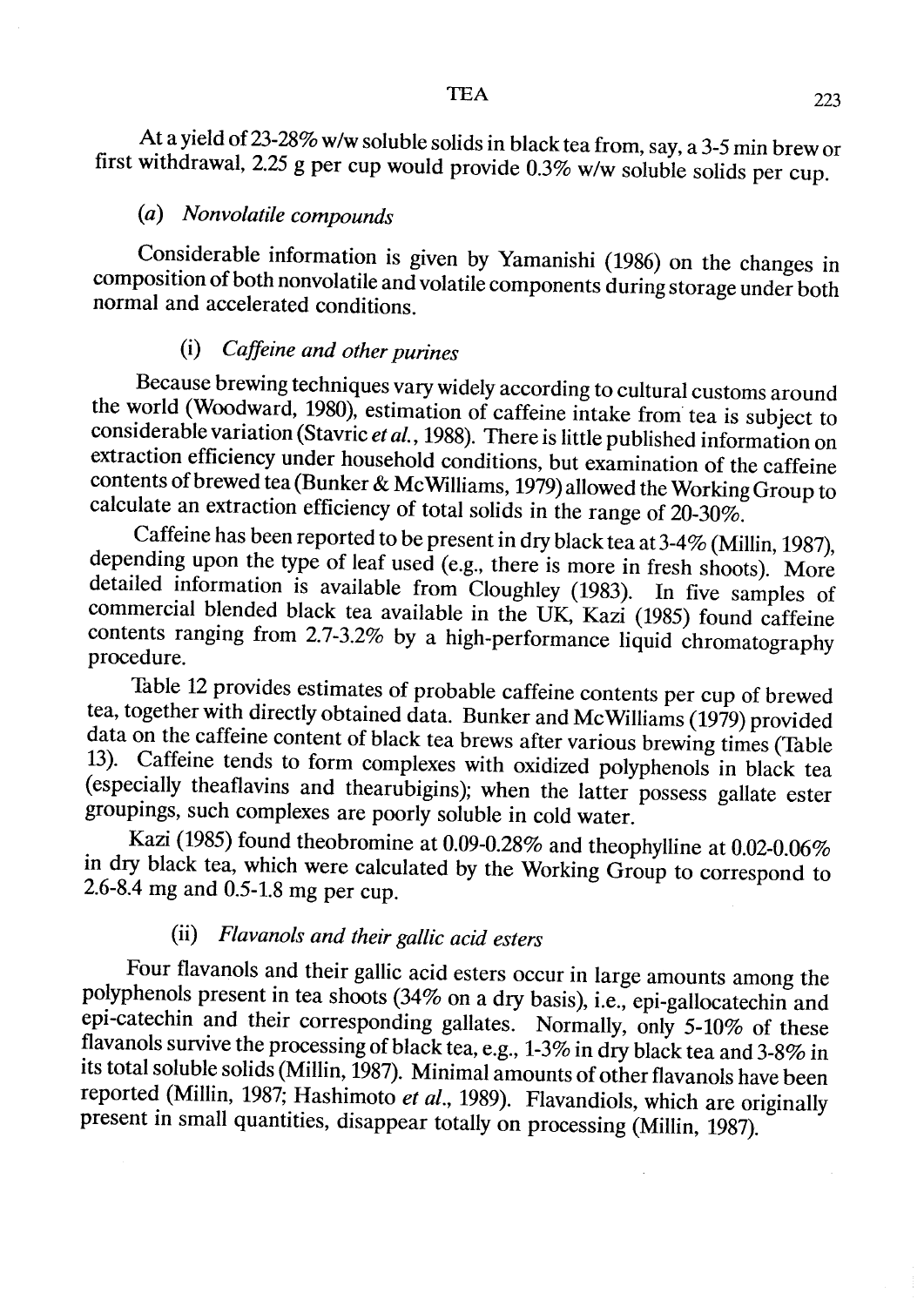At a yield of 23-28% w/w soluble solids in black tea from, say, a 3-5 min brew or first withdrawal, 2.25 g per cup would provide 0.3% w/w soluble solids per cup.

### (a) *Nonvolatile compounds*

Considerable information is given by Yamanishi (1986) on the changes in composition of both nonvolatile and volatile components during storage under both normal and accelerated conditions.

#### (i) *Caffeine and other purines*

Because brewing techniques vary widely according to cultural customs around the world (Woodward, 1980), estimation of caffeine intake from tea is subject to considerable variation (Stavric *et al.*, 1988). There is little published information on extraction efficiency under household conditions, but examination of the caffeine contents of brewed tea (Bunker & McWilliams, 1979) allowed the Working Group to calculate an extraction efficiency of total solids in the range of 20-30%.

Caffeine has been reported to be present in dry black tea at 3-4% (Millin, 1987), depending upon the type of leaf used (e.g., there is more in fresh shoots). More detailed information is available from Cloughley (1983). In five samples of commercial blended black tea available in the UK, Kazi (1985) found caffeine contents ranging from 2.7-3.2% by a high-performance liquid chromatography procedure.

Table 12 provides estimates of probable caffeine contents per cup of brewed tea, together with directly obtained data. Bunker and McWilliams (1979) provided data on the caffeine content of black tea brews after various brewing times (Table 13). Caffeine tends to form complexes with oxidized polyphenols in black tea (especially theaflavins and thearubigins); when the latter possess gallate ester groupings, such complexes are poorly soluble in cold water.

Kazi (1985) found theobromine at 0.09-0.28% and theophylline at 0.02-0.06% in dry black tea, which were calculated by the Working Group to correspond to 2.6-8.4 mg and 0.5-1.8 mg per cup.

#### (ii) *Flavanols and their gallic acid esters*

Four flavanols and their gallic acid esters occur in large amounts among the polyphenols present in tea shoots (34% on a dry basis), i.e., epi-gallocatechin and epi-catechin and their corresponding gallates. Normally, only 5-10% of these flavanols survive the processing of black tea, e.g., 1-3% in dry black tea and 3-8% in its total soluble solids (Millin, 1987). Minimal amounts of other flavanols have been reported (Millin, 1987; Hashimoto *et al.*, 1989). Flavandiols, which are originally present in small quantities, disappear totally on processing (Millin, 1987).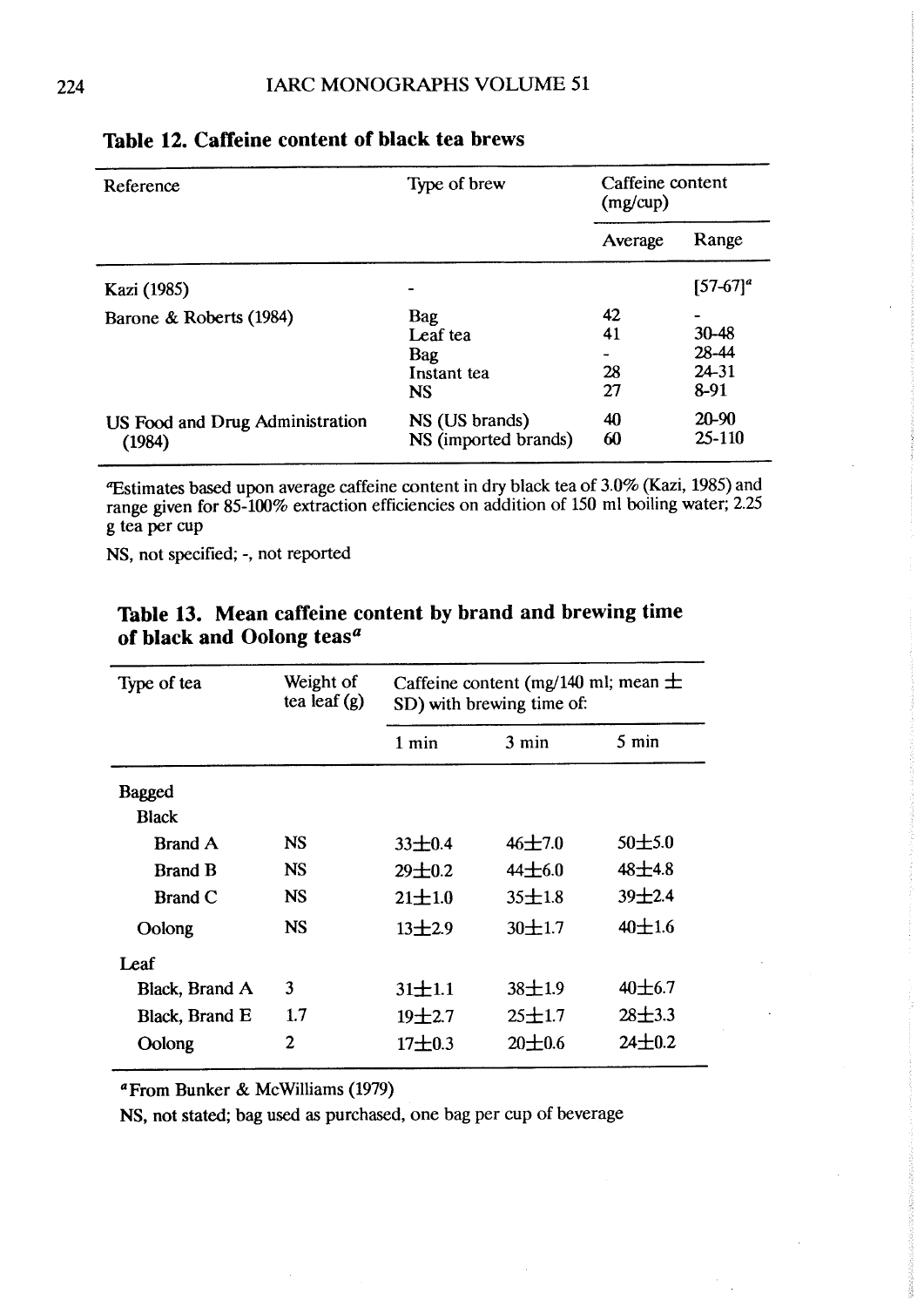**Table 12. Caffeine content of black tea brews**

| Reference | Type of brew | Caffeine content (mg/cup) | |
|---|---|---|---|
| | | Average | Range |
| Kazi (1985) | - | | [57-67][a] |
| Barone & Roberts (1984) | Bag | 42 | - |
| | Leaf tea | 41 | 30-48 |
| | Bag | - | 28-44 |
| | Instant tea | 28 | 24-31 |
| | NS | 27 | 8-91 |
| US Food and Drug Administration (1984) | NS (US brands) | 40 | 20-90 |
| | NS (imported brands) | 60 | 25-110 |

[a]Estimates based upon average caffeine content in dry black tea of 3.0% (Kazi, 1985) and range given for 85-100% extraction efficiencies on addition of 150 ml boiling water; 2.25 g tea per cup

NS, not specified; -, not reported

**Table 13. Mean caffeine content by brand and brewing time of black and Oolong teas[a]**

| Type of tea | Weight of tea leaf (g) | Caffeine content (mg/140 ml; mean ± SD) with brewing time of: | | |
|---|---|---|---|---|
| | | 1 min | 3 min | 5 min |
| Bagged | | | | |
| Black | | | | |
| Brand A | NS | 33±0.4 | 46±7.0 | 50±5.0 |
| Brand B | NS | 29±0.2 | 44±6.0 | 48±4.8 |
| Brand C | NS | 21±1.0 | 35±1.8 | 39±2.4 |
| Oolong | NS | 13±2.9 | 30±1.7 | 40±1.6 |
| Leaf | | | | |
| Black, Brand A | 3 | 31±1.1 | 38±1.9 | 40±6.7 |
| Black, Brand E | 1.7 | 19±2.7 | 25±1.7 | 28±3.3 |
| Oolong | 2 | 17±0.3 | 20±0.6 | 24±0.2 |

[a]From Bunker & McWilliams (1979)

NS, not stated; bag used as purchased, one bag per cup of beverage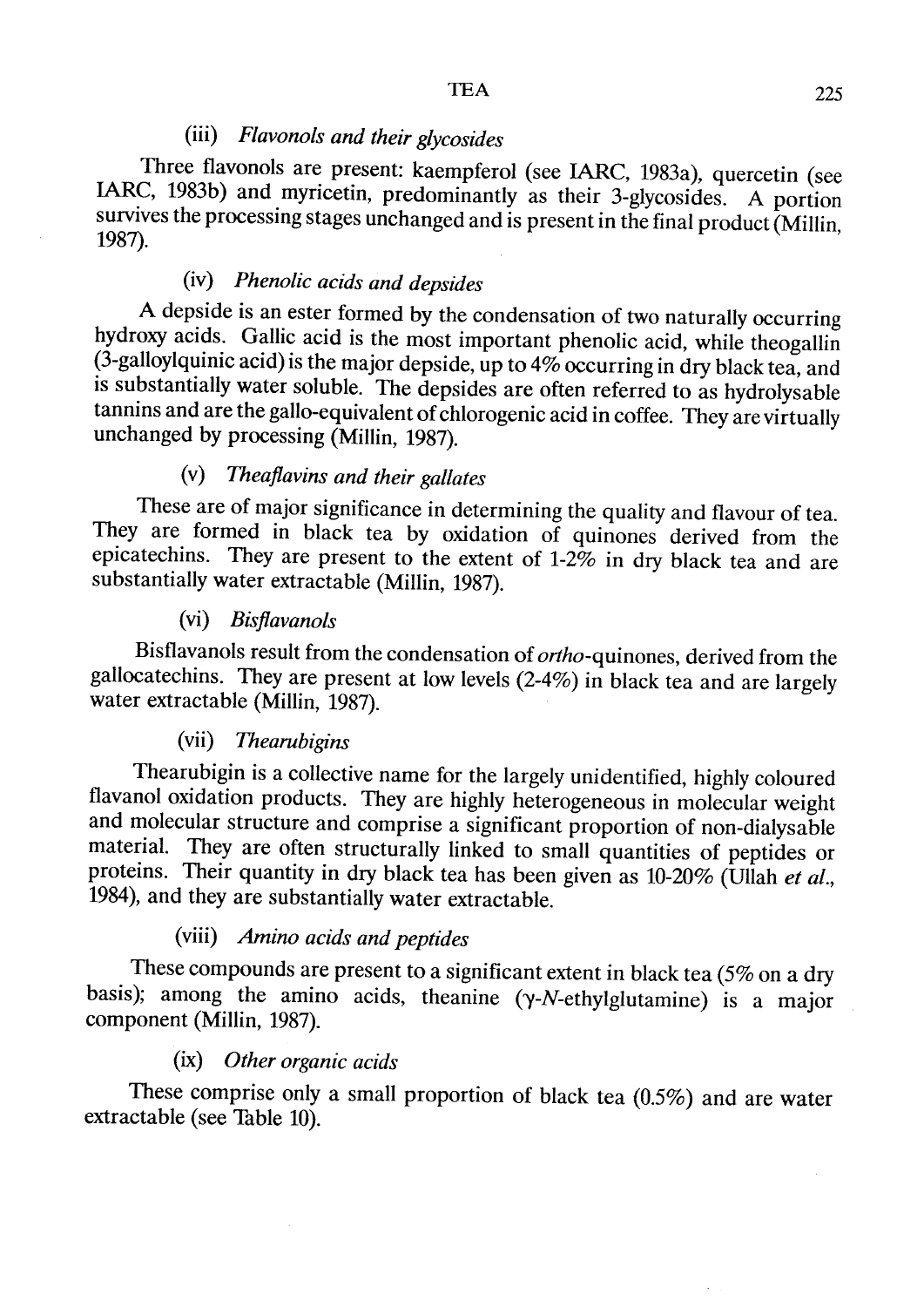### (iii) *Flavonols and their glycosides*

Three flavonols are present: kaempferol (see IARC, 1983a), quercetin (see IARC, 1983b) and myricetin, predominantly as their 3-glycosides. A portion survives the processing stages unchanged and is present in the final product (Millin, 1987).

### (iv) *Phenolic acids and depsides*

A depside is an ester formed by the condensation of two naturally occurring hydroxy acids. Gallic acid is the most important phenolic acid, while theogallin (3-galloylquinic acid) is the major depside, up to 4% occurring in dry black tea, and is substantially water soluble. The depsides are often referred to as hydrolysable tannins and are the gallo-equivalent of chlorogenic acid in coffee. They are virtually unchanged by processing (Millin, 1987).

### (v) *Theaflavins and their gallates*

These are of major significance in determining the quality and flavour of tea. They are formed in black tea by oxidation of quinones derived from the epicatechins. They are present to the extent of 1-2% in dry black tea and are substantially water extractable (Millin, 1987).

### (vi) *Bisflavanols*

Bisflavanols result from the condensation of *ortho*-quinones, derived from the gallocatechins. They are present at low levels (2-4%) in black tea and are largely water extractable (Millin, 1987).

### (vii) *Thearubigins*

Thearubigin is a collective name for the largely unidentified, highly coloured flavanol oxidation products. They are highly heterogeneous in molecular weight and molecular structure and comprise a significant proportion of non-dialysable material. They are often structurally linked to small quantities of peptides or proteins. Their quantity in dry black tea has been given as 10-20% (Ullah *et al.*, 1984), and they are substantially water extractable.

### (viii) *Amino acids and peptides*

These compounds are present to a significant extent in black tea (5% on a dry basis); among the amino acids, theanine ($\gamma$-*N*-ethylglutamine) is a major component (Millin, 1987).

### (ix) *Other organic acids*

These comprise only a small proportion of black tea (0.5%) and are water extractable (see Table 10).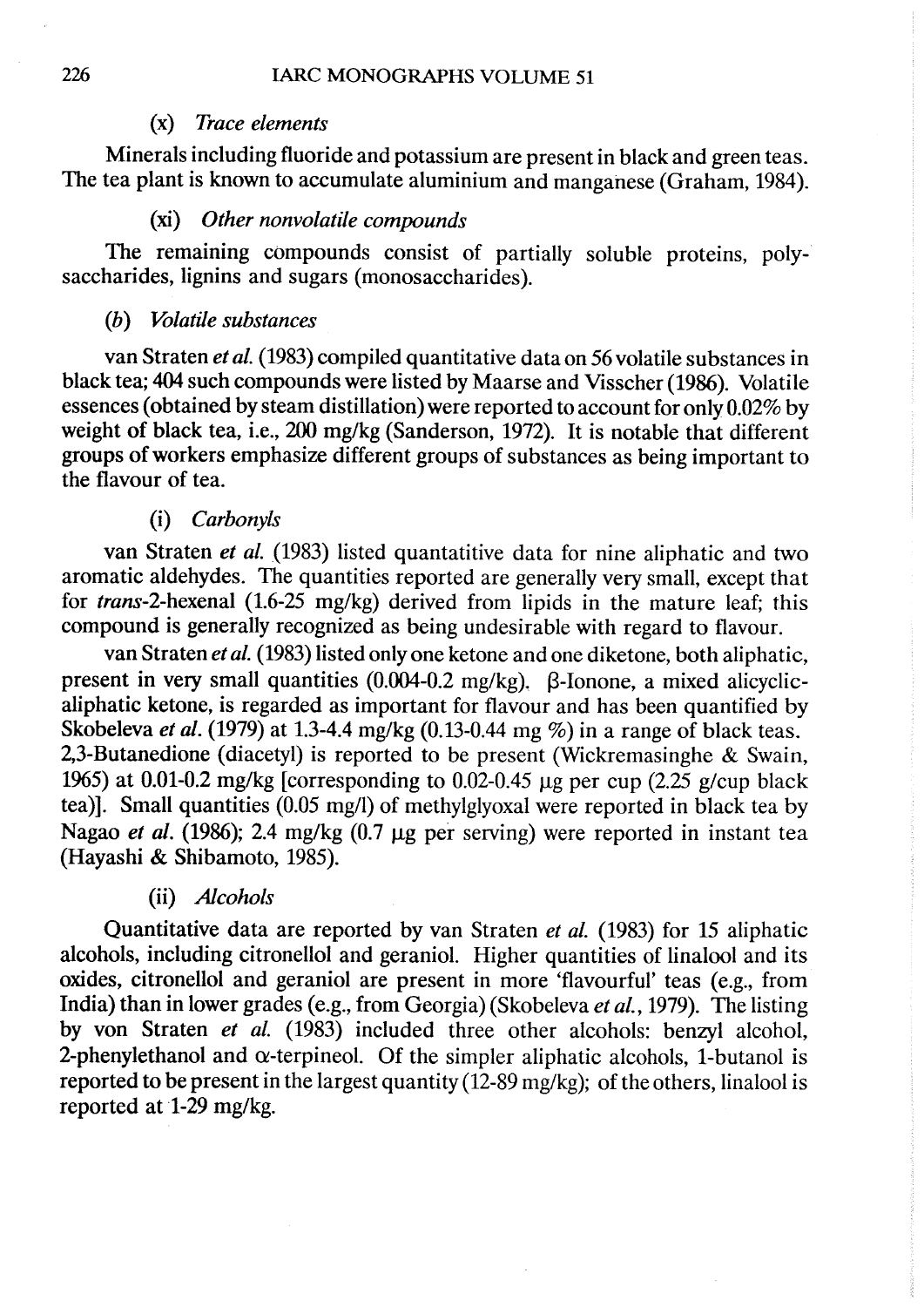#### (x) *Trace elements*

Minerals including fluoride and potassium are present in black and green teas. The tea plant is known to accumulate aluminium and manganese (Graham, 1984).

#### (xi) *Other nonvolatile compounds*

The remaining compounds consist of partially soluble proteins, polysaccharides, lignins and sugars (monosaccharides).

### (b) *Volatile substances*

van Straten *et al.* (1983) compiled quantitative data on 56 volatile substances in black tea; 404 such compounds were listed by Maarse and Visscher (1986). Volatile essences (obtained by steam distillation) were reported to account for only 0.02% by weight of black tea, i.e., 200 mg/kg (Sanderson, 1972). It is notable that different groups of workers emphasize different groups of substances as being important to the flavour of tea.

#### (i) *Carbonyls*

van Straten *et al.* (1983) listed quantatitive data for nine aliphatic and two aromatic aldehydes. The quantities reported are generally very small, except that for *trans*-2-hexenal (1.6-25 mg/kg) derived from lipids in the mature leaf; this compound is generally recognized as being undesirable with regard to flavour.

van Straten *et al.* (1983) listed only one ketone and one diketone, both aliphatic, present in very small quantities (0.004-0.2 mg/kg). β-Ionone, a mixed alicyclic-aliphatic ketone, is regarded as important for flavour and has been quantified by Skobeleva *et al.* (1979) at 1.3-4.4 mg/kg (0.13-0.44 mg %) in a range of black teas. 2,3-Butanedione (diacetyl) is reported to be present (Wickremasinghe & Swain, 1965) at 0.01-0.2 mg/kg [corresponding to 0.02-0.45 μg per cup (2.25 g/cup black tea)]. Small quantities (0.05 mg/l) of methylglyoxal were reported in black tea by Nagao *et al.* (1986); 2.4 mg/kg (0.7 μg per serving) were reported in instant tea (Hayashi & Shibamoto, 1985).

#### (ii) *Alcohols*

Quantitative data are reported by van Straten *et al.* (1983) for 15 aliphatic alcohols, including citronellol and geraniol. Higher quantities of linalool and its oxides, citronellol and geraniol are present in more 'flavourful' teas (e.g., from India) than in lower grades (e.g., from Georgia) (Skobeleva *et al.*, 1979). The listing by von Straten *et al.* (1983) included three other alcohols: benzyl alcohol, 2-phenylethanol and α-terpineol. Of the simpler aliphatic alcohols, 1-butanol is reported to be present in the largest quantity (12-89 mg/kg); of the others, linalool is reported at 1-29 mg/kg.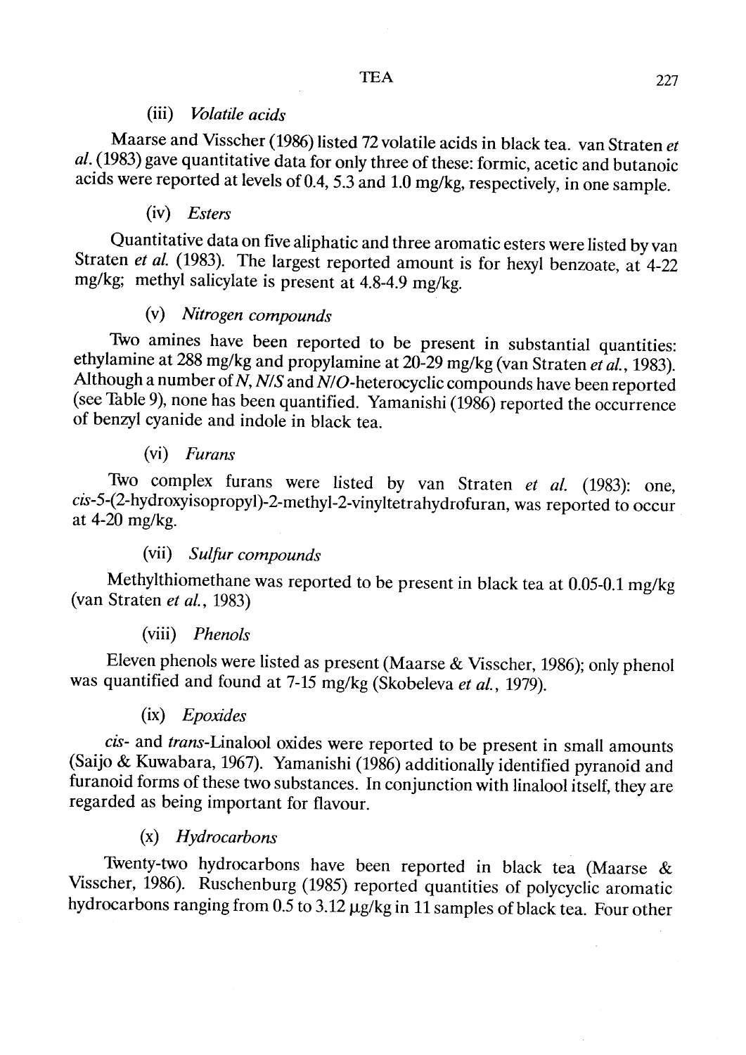#### (iii) *Volatile acids*

Maarse and Visscher (1986) listed 72 volatile acids in black tea. van Straten *et al.* (1983) gave quantitative data for only three of these: formic, acetic and butanoic acids were reported at levels of 0.4, 5.3 and 1.0 mg/kg, respectively, in one sample.

#### (iv) *Esters*

Quantitative data on five aliphatic and three aromatic esters were listed by van Straten *et al.* (1983). The largest reported amount is for hexyl benzoate, at 4-22 mg/kg; methyl salicylate is present at 4.8-4.9 mg/kg.

#### (v) *Nitrogen compounds*

Two amines have been reported to be present in substantial quantities: ethylamine at 288 mg/kg and propylamine at 20-29 mg/kg (van Straten *et al.*, 1983). Although a number of *N*, *N/S* and *N/O*-heterocyclic compounds have been reported (see Table 9), none has been quantified. Yamanishi (1986) reported the occurrence of benzyl cyanide and indole in black tea.

#### (vi) *Furans*

Two complex furans were listed by van Straten *et al.* (1983): one, *cis*-5-(2-hydroxyisopropyl)-2-methyl-2-vinyltetrahydrofuran, was reported to occur at 4-20 mg/kg.

#### (vii) *Sulfur compounds*

Methylthiomethane was reported to be present in black tea at 0.05-0.1 mg/kg (van Straten *et al.*, 1983)

#### (viii) *Phenols*

Eleven phenols were listed as present (Maarse & Visscher, 1986); only phenol was quantified and found at 7-15 mg/kg (Skobeleva *et al.*, 1979).

#### (ix) *Epoxides*

*cis*- and *trans*-Linalool oxides were reported to be present in small amounts (Saijo & Kuwabara, 1967). Yamanishi (1986) additionally identified pyranoid and furanoid forms of these two substances. In conjunction with linalool itself, they are regarded as being important for flavour.

#### (x) *Hydrocarbons*

Twenty-two hydrocarbons have been reported in black tea (Maarse & Visscher, 1986). Ruschenburg (1985) reported quantities of polycyclic aromatic hydrocarbons ranging from 0.5 to 3.12 μg/kg in 11 samples of black tea. Four other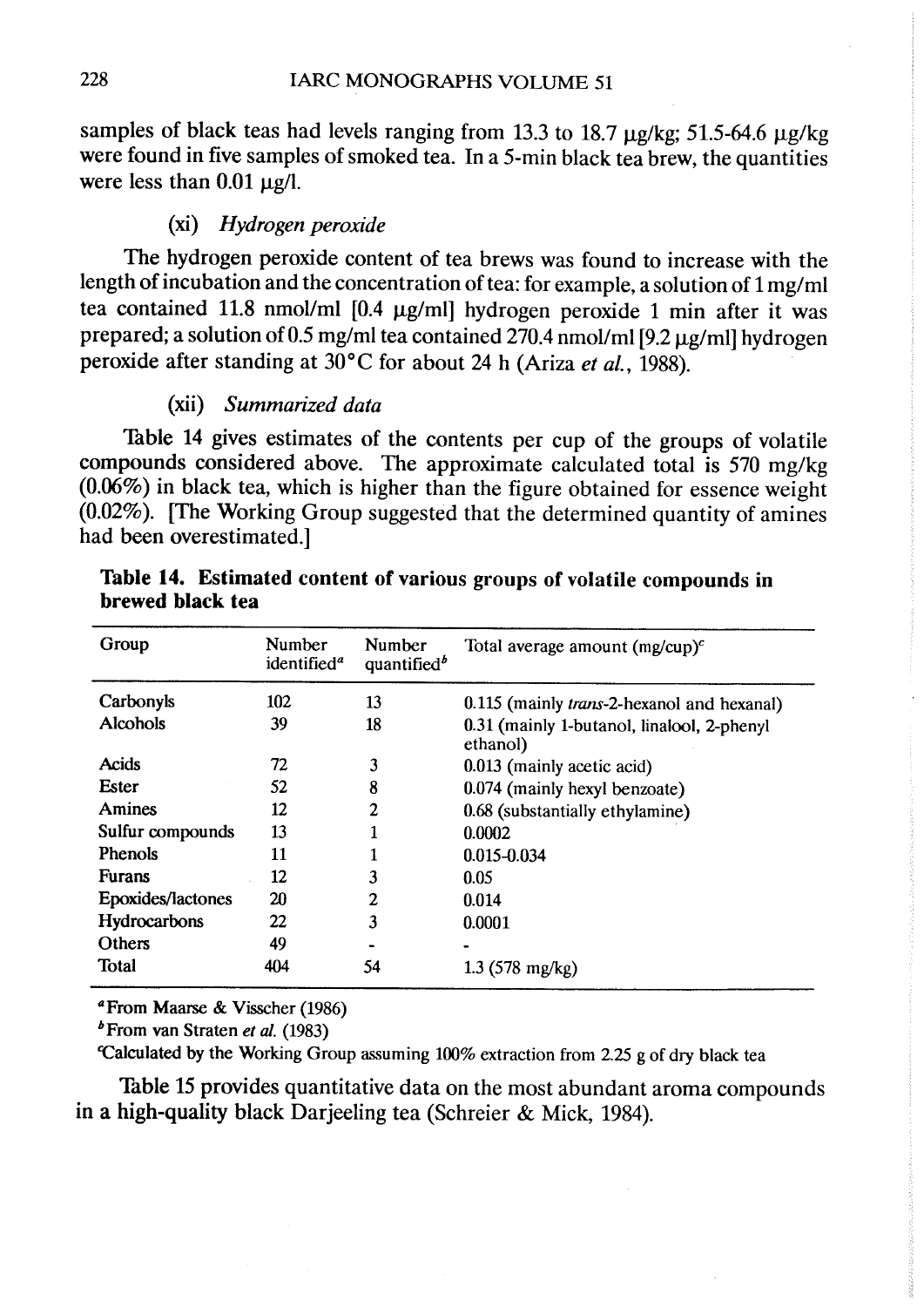samples of black teas had levels ranging from 13.3 to 18.7 μg/kg; 51.5-64.6 μg/kg were found in five samples of smoked tea. In a 5-min black tea brew, the quantities were less than 0.01 μg/l.

#### (xi) *Hydrogen peroxide*

The hydrogen peroxide content of tea brews was found to increase with the length of incubation and the concentration of tea: for example, a solution of 1 mg/ml tea contained 11.8 nmol/ml [0.4 μg/ml] hydrogen peroxide 1 min after it was prepared; a solution of 0.5 mg/ml tea contained 270.4 nmol/ml [9.2 μg/ml] hydrogen peroxide after standing at 30°C for about 24 h (Ariza *et al.*, 1988).

#### (xii) *Summarized data*

Table 14 gives estimates of the contents per cup of the groups of volatile compounds considered above. The approximate calculated total is 570 mg/kg (0.06%) in black tea, which is higher than the figure obtained for essence weight (0.02%). [The Working Group suggested that the determined quantity of amines had been overestimated.]

**Table 14. Estimated content of various groups of volatile compounds in brewed black tea**

| Group | Number identified[a] | Number quantified[b] | Total average amount (mg/cup)[c] |
|---|---|---|---|
| Carbonyls | 102 | 13 | 0.115 (mainly *trans*-2-hexanol and hexanal) |
| Alcohols | 39 | 18 | 0.31 (mainly 1-butanol, linalool, 2-phenyl ethanol) |
| Acids | 72 | 3 | 0.013 (mainly acetic acid) |
| Ester | 52 | 8 | 0.074 (mainly hexyl benzoate) |
| Amines | 12 | 2 | 0.68 (substantially ethylamine) |
| Sulfur compounds | 13 | 1 | 0.0002 |
| Phenols | 11 | 1 | 0.015-0.034 |
| Furans | 12 | 3 | 0.05 |
| Epoxides/lactones | 20 | 2 | 0.014 |
| Hydrocarbons | 22 | 3 | 0.0001 |
| Others | 49 | - | - |
| Total | 404 | 54 | 1.3 (578 mg/kg) |

[a] From Maarse & Visscher (1986)
[b] From van Straten *et al.* (1983)
[c] Calculated by the Working Group assuming 100% extraction from 2.25 g of dry black tea

Table 15 provides quantitative data on the most abundant aroma compounds in a high-quality black Darjeeling tea (Schreier & Mick, 1984).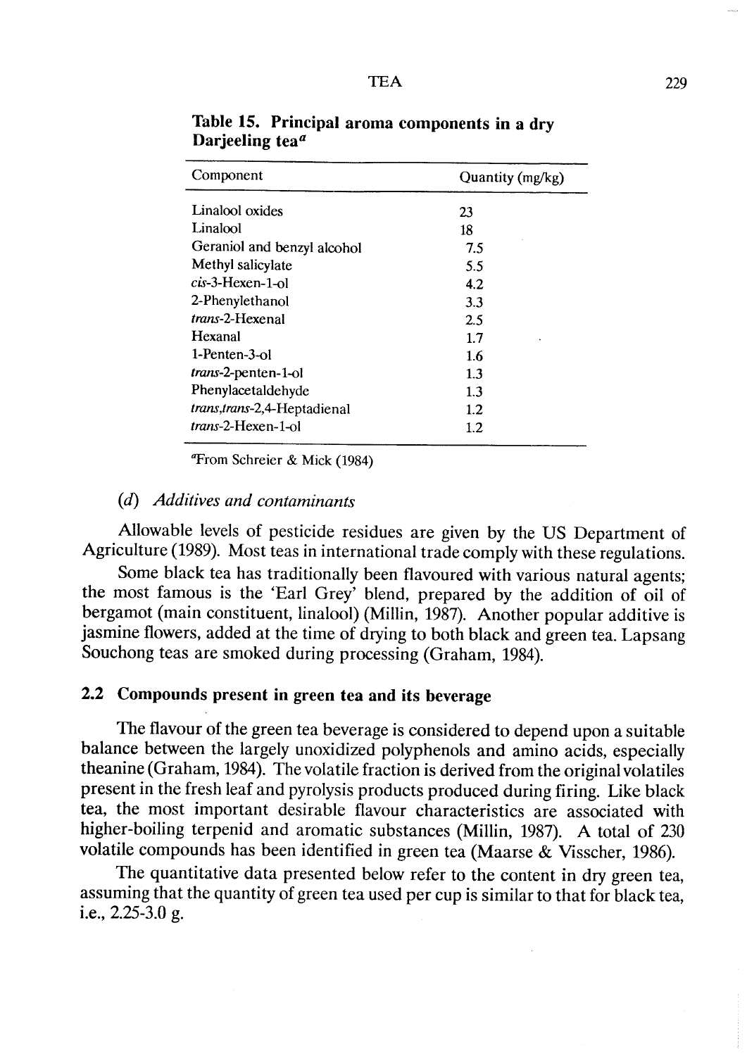**Table 15. Principal aroma components in a dry Darjeeling tea**[a]

| Component | Quantity (mg/kg) |
|---|---|
| Linalool oxides | 23 |
| Linalool | 18 |
| Geraniol and benzyl alcohol | 7.5 |
| Methyl salicylate | 5.5 |
| *cis*-3-Hexen-1-ol | 4.2 |
| 2-Phenylethanol | 3.3 |
| *trans*-2-Hexenal | 2.5 |
| Hexanal | 1.7 |
| 1-Penten-3-ol | 1.6 |
| *trans*-2-penten-1-ol | 1.3 |
| Phenylacetaldehyde | 1.3 |
| *trans,trans*-2,4-Heptadienal | 1.2 |
| *trans*-2-Hexen-1-ol | 1.2 |

[a]From Schreier & Mick (1984)

### (*d*) *Additives and contaminants*

Allowable levels of pesticide residues are given by the US Department of Agriculture (1989). Most teas in international trade comply with these regulations.

Some black tea has traditionally been flavoured with various natural agents; the most famous is the 'Earl Grey' blend, prepared by the addition of oil of bergamot (main constituent, linalool) (Millin, 1987). Another popular additive is jasmine flowers, added at the time of drying to both black and green tea. Lapsang Souchong teas are smoked during processing (Graham, 1984).

## 2.2 Compounds present in green tea and its beverage

The flavour of the green tea beverage is considered to depend upon a suitable balance between the largely unoxidized polyphenols and amino acids, especially theanine (Graham, 1984). The volatile fraction is derived from the original volatiles present in the fresh leaf and pyrolysis products produced during firing. Like black tea, the most important desirable flavour characteristics are associated with higher-boiling terpenid and aromatic substances (Millin, 1987). A total of 230 volatile compounds has been identified in green tea (Maarse & Visscher, 1986).

The quantitative data presented below refer to the content in dry green tea, assuming that the quantity of green tea used per cup is similar to that for black tea, i.e., 2.25-3.0 g.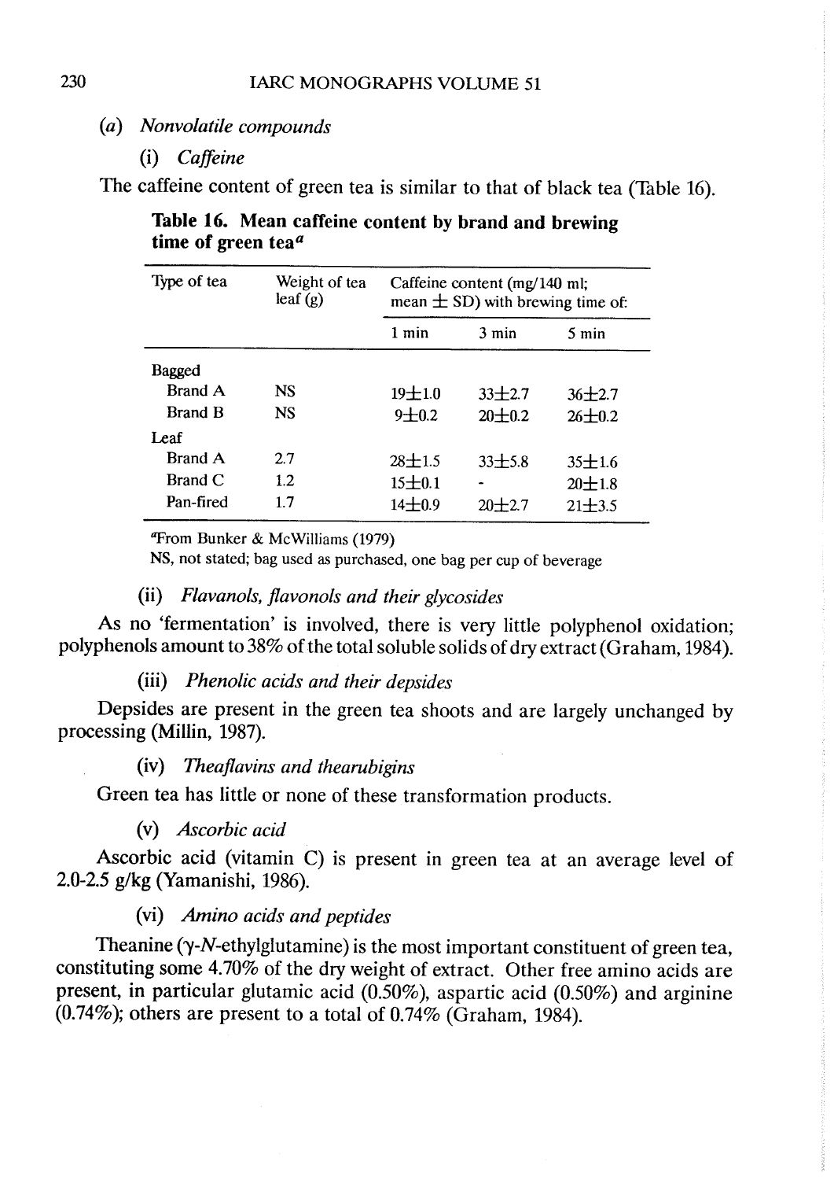*(a) Nonvolatile compounds*

*(i) Caffeine*

The caffeine content of green tea is similar to that of black tea (Table 16).

**Table 16. Mean caffeine content by brand and brewing time of green tea[a]**

| Type of tea | Weight of tea leaf (g) | Caffeine content (mg/140 ml; mean ± SD) with brewing time of: | | |
|---|---|---|---|---|
| | | 1 min | 3 min | 5 min |
| Bagged | | | | |
| Brand A | NS | 19±1.0 | 33±2.7 | 36±2.7 |
| Brand B | NS | 9±0.2 | 20±0.2 | 26±0.2 |
| Leaf | | | | |
| Brand A | 2.7 | 28±1.5 | 33±5.8 | 35±1.6 |
| Brand C | 1.2 | 15±0.1 | - | 20±1.8 |
| Pan-fired | 1.7 | 14±0.9 | 20±2.7 | 21±3.5 |

[a]From Bunker & McWilliams (1979)
NS, not stated; bag used as purchased, one bag per cup of beverage

*(ii) Flavanols, flavonols and their glycosides*

As no 'fermentation' is involved, there is very little polyphenol oxidation; polyphenols amount to 38% of the total soluble solids of dry extract (Graham, 1984).

*(iii) Phenolic acids and their depsides*

Depsides are present in the green tea shoots and are largely unchanged by processing (Millin, 1987).

*(iv) Theaflavins and thearubigins*

Green tea has little or none of these transformation products.

*(v) Ascorbic acid*

Ascorbic acid (vitamin C) is present in green tea at an average level of 2.0-2.5 g/kg (Yamanishi, 1986).

*(vi) Amino acids and peptides*

Theanine (γ-*N*-ethylglutamine) is the most important constituent of green tea, constituting some 4.70% of the dry weight of extract. Other free amino acids are present, in particular glutamic acid (0.50%), aspartic acid (0.50%) and arginine (0.74%); others are present to a total of 0.74% (Graham, 1984).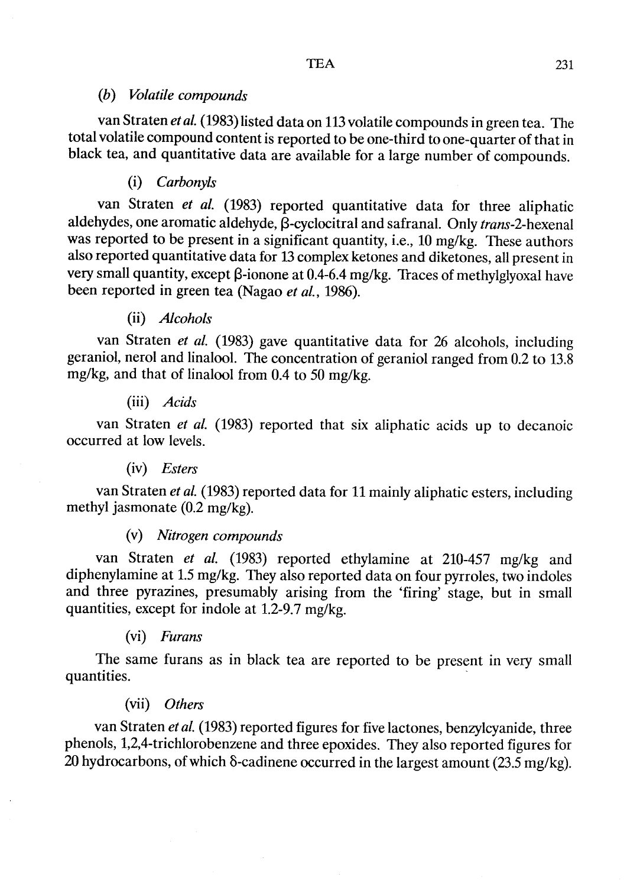### (b) *Volatile compounds*

van Straten *et al.* (1983) listed data on 113 volatile compounds in green tea. The total volatile compound content is reported to be one-third to one-quarter of that in black tea, and quantitative data are available for a large number of compounds.

#### (i) *Carbonyls*

van Straten *et al.* (1983) reported quantitative data for three aliphatic aldehydes, one aromatic aldehyde, β-cyclocitral and safranal. Only *trans*-2-hexenal was reported to be present in a significant quantity, i.e., 10 mg/kg. These authors also reported quantitative data for 13 complex ketones and diketones, all present in very small quantity, except β-ionone at 0.4-6.4 mg/kg. Traces of methylglyoxal have been reported in green tea (Nagao *et al.*, 1986).

#### (ii) *Alcohols*

van Straten *et al.* (1983) gave quantitative data for 26 alcohols, including geraniol, nerol and linalool. The concentration of geraniol ranged from 0.2 to 13.8 mg/kg, and that of linalool from 0.4 to 50 mg/kg.

#### (iii) *Acids*

van Straten *et al.* (1983) reported that six aliphatic acids up to decanoic occurred at low levels.

#### (iv) *Esters*

van Straten *et al.* (1983) reported data for 11 mainly aliphatic esters, including methyl jasmonate (0.2 mg/kg).

#### (v) *Nitrogen compounds*

van Straten *et al.* (1983) reported ethylamine at 210-457 mg/kg and diphenylamine at 1.5 mg/kg. They also reported data on four pyrroles, two indoles and three pyrazines, presumably arising from the 'firing' stage, but in small quantities, except for indole at 1.2-9.7 mg/kg.

#### (vi) *Furans*

The same furans as in black tea are reported to be present in very small quantities.

#### (vii) *Others*

van Straten *et al.* (1983) reported figures for five lactones, benzylcyanide, three phenols, 1,2,4-trichlorobenzene and three epoxides. They also reported figures for 20 hydrocarbons, of which δ-cadinene occurred in the largest amount (23.5 mg/kg).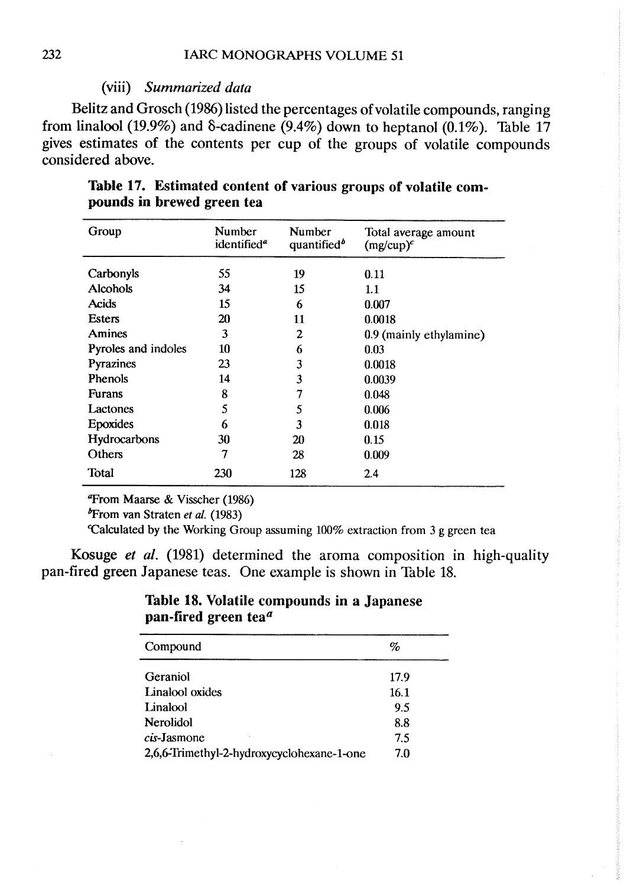#### (viii) *Summarized data*

Belitz and Grosch (1986) listed the percentages of volatile compounds, ranging from linalool (19.9%) and δ-cadinene (9.4%) down to heptanol (0.1%). Table 17 gives estimates of the contents per cup of the groups of volatile compounds considered above.

**Table 17. Estimated content of various groups of volatile compounds in brewed green tea**

| Group | Number identified[a] | Number quantified[b] | Total average amount (mg/cup)[c] |
|---|---|---|---|
| Carbonyls | 55 | 19 | 0.11 |
| Alcohols | 34 | 15 | 1.1 |
| Acids | 15 | 6 | 0.007 |
| Esters | 20 | 11 | 0.0018 |
| Amines | 3 | 2 | 0.9 (mainly ethylamine) |
| Pyroles and indoles | 10 | 6 | 0.03 |
| Pyrazines | 23 | 3 | 0.0018 |
| Phenols | 14 | 3 | 0.0039 |
| Furans | 8 | 7 | 0.048 |
| Lactones | 5 | 5 | 0.006 |
| Epoxides | 6 | 3 | 0.018 |
| Hydrocarbons | 30 | 20 | 0.15 |
| Others | 7 | 28 | 0.009 |
| Total | 230 | 128 | 2.4 |

[a]From Maarse & Visscher (1986)
[b]From van Straten *et al.* (1983)
[c]Calculated by the Working Group assuming 100% extraction from 3 g green tea

Kosuge *et al.* (1981) determined the aroma composition in high-quality pan-fired green Japanese teas. One example is shown in Table 18.

**Table 18. Volatile compounds in a Japanese pan-fired green tea[a]**

| Compound | % |
|---|---|
| Geraniol | 17.9 |
| Linalool oxides | 16.1 |
| Linalool | 9.5 |
| Nerolidol | 8.8 |
| *cis*-Jasmone | 7.5 |
| 2,6,6-Trimethyl-2-hydroxycyclohexane-1-one | 7.0 |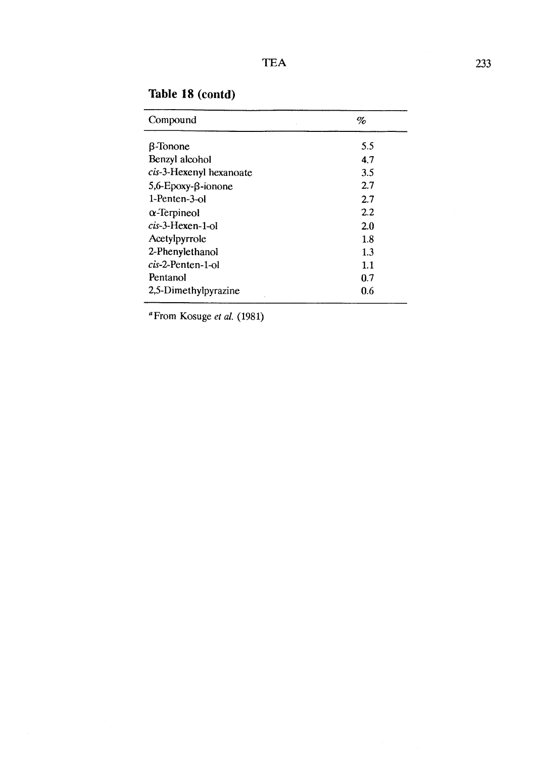**Table 18 (contd)**

| Compound | % |
|---|---|
| β-Tonone | 5.5 |
| Benzyl alcohol | 4.7 |
| *cis*-3-Hexenyl hexanoate | 3.5 |
| 5,6-Epoxy-β-ionone | 2.7 |
| 1-Penten-3-ol | 2.7 |
| α-Terpineol | 2.2 |
| *cis*-3-Hexen-1-ol | 2.0 |
| Acetylpyrrole | 1.8 |
| 2-Phenylethanol | 1.3 |
| *cis*-2-Penten-1-ol | 1.1 |
| Pentanol | 0.7 |
| 2,5-Dimethylpyrazine | 0.6 |

[a] From Kosuge *et al.* (1981)